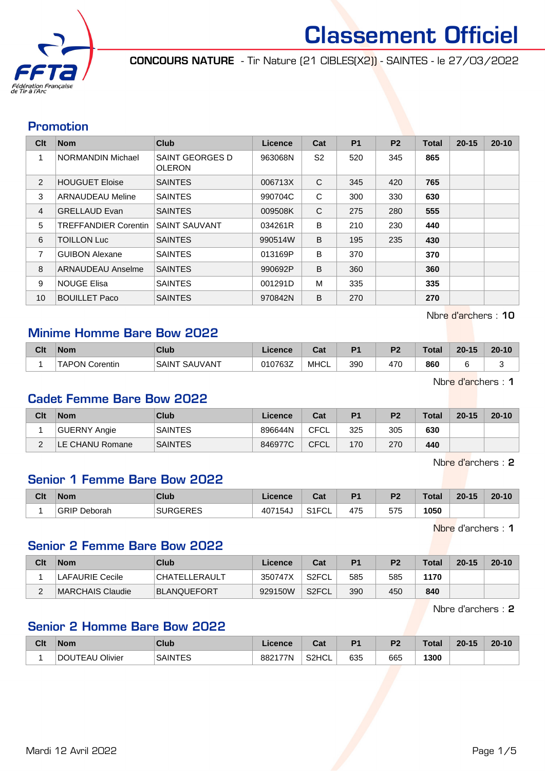# Classement Officiel

**CONCOURS NATURE** - Tir Nature (21 CIBLES(X2)) - SAINTES - le 27/03/2022

## Promotion

| Clt | Nom | Club | Licence | Cat | P1 | P2 | Total | 20-15 | 20-10 |
|---|---|---|---|---|---|---|---|---|---|
| 1 | NORMANDIN Michael | SAINT GEORGES D OLERON | 963068N | S2 | 520 | 345 | **865** | | |
| 2 | HOUGUET Eloise | SAINTES | 006713X | C | 345 | 420 | **765** | | |
| 3 | ARNAUDEAU Meline | SAINTES | 990704C | C | 300 | 330 | **630** | | |
| 4 | GRELLAUD Evan | SAINTES | 009508K | C | 275 | 280 | **555** | | |
| 5 | TREFFANDIER Corentin | SAINT SAUVANT | 034261R | B | 210 | 230 | **440** | | |
| 6 | TOILLON Luc | SAINTES | 990514W | B | 195 | 235 | **430** | | |
| 7 | GUIBON Alexane | SAINTES | 013169P | B | 370 | | **370** | | |
| 8 | ARNAUDEAU Anselme | SAINTES | 990692P | B | 360 | | **360** | | |
| 9 | NOUGE Elisa | SAINTES | 001291D | M | 335 | | **335** | | |
| 10 | BOUILLET Paco | SAINTES | 970842N | B | 270 | | **270** | | |

Nbre d'archers : **10**

## Minime Homme Bare Bow 2022

| Clt | Nom | Club | Licence | Cat | P1 | P2 | Total | 20-15 | 20-10 |
|---|---|---|---|---|---|---|---|---|---|
| 1 | TAPON Corentin | SAINT SAUVANT | 010763Z | MHCL | 390 | 470 | **860** | 6 | 3 |

Nbre d'archers : **1**

## Cadet Femme Bare Bow 2022

| Clt | Nom | Club | Licence | Cat | P1 | P2 | Total | 20-15 | 20-10 |
|---|---|---|---|---|---|---|---|---|---|
| 1 | GUERNY Angie | SAINTES | 896644N | CFCL | 325 | 305 | **630** | | |
| 2 | LE CHANU Romane | SAINTES | 846977C | CFCL | 170 | 270 | **440** | | |

Nbre d'archers : **2**

## Senior 1 Femme Bare Bow 2022

| Clt | Nom | Club | Licence | Cat | P1 | P2 | Total | 20-15 | 20-10 |
|---|---|---|---|---|---|---|---|---|---|
| 1 | GRIP Deborah | SURGERES | 407154J | S1FCL | 475 | 575 | **1050** | | |

Nbre d'archers : **1**

## Senior 2 Femme Bare Bow 2022

| Clt | Nom | Club | Licence | Cat | P1 | P2 | Total | 20-15 | 20-10 |
|---|---|---|---|---|---|---|---|---|---|
| 1 | LAFAURIE Cecile | CHATELLERAULT | 350747X | S2FCL | 585 | 585 | **1170** | | |
| 2 | MARCHAIS Claudie | BLANQUEFORT | 929150W | S2FCL | 390 | 450 | **840** | | |

Nbre d'archers : **2**

## Senior 2 Homme Bare Bow 2022

| Clt | Nom | Club | Licence | Cat | P1 | P2 | Total | 20-15 | 20-10 |
|---|---|---|---|---|---|---|---|---|---|
| 1 | DOUTEAU Olivier | SAINTES | 882177N | S2HCL | 635 | 665 | **1300** | | |

Mardi 12 Avril 2022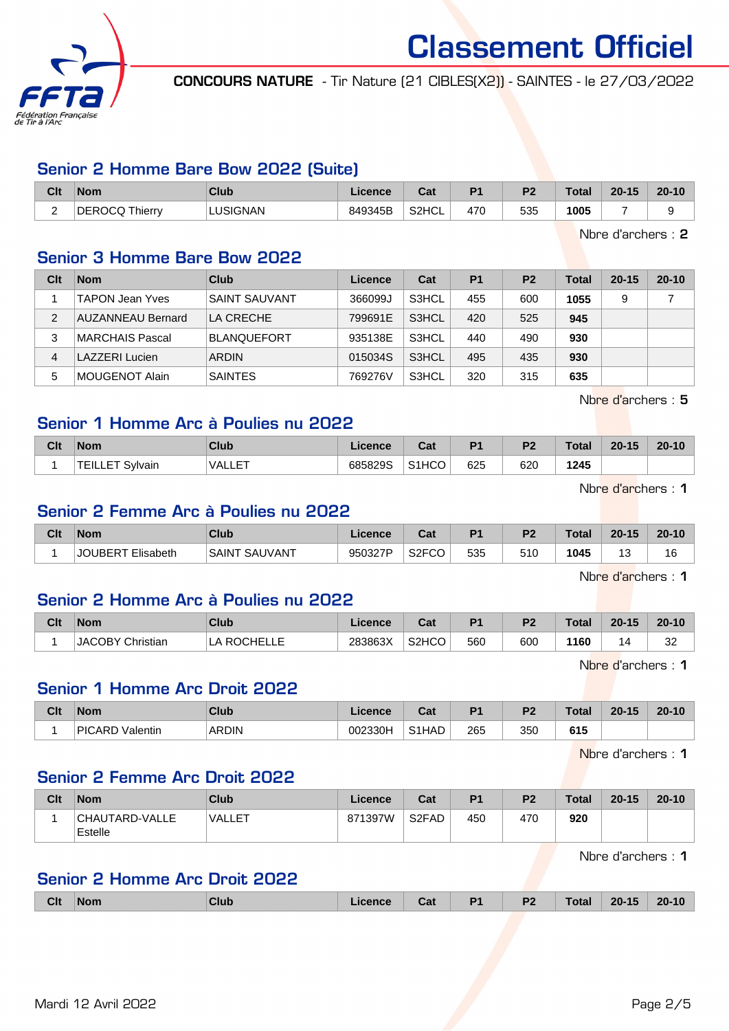# Classement Officiel

**CONCOURS NATURE** - Tir Nature (21 CIBLES(X2)) - SAINTES - le 27/03/2022

## Senior 2 Homme Bare Bow 2022 (Suite)

| Clt | Nom | Club | Licence | Cat | P1 | P2 | Total | 20-15 | 20-10 |
|---|---|---|---|---|---|---|---|---|---|
| 2 | DEROCQ Thierry | LUSIGNAN | 849345B | S2HCL | 470 | 535 | **1005** | 7 | 9 |

Nbre d'archers : **2**

## Senior 3 Homme Bare Bow 2022

| Clt | Nom | Club | Licence | Cat | P1 | P2 | Total | 20-15 | 20-10 |
|---|---|---|---|---|---|---|---|---|---|
| 1 | TAPON Jean Yves | SAINT SAUVANT | 366099J | S3HCL | 455 | 600 | **1055** | 9 | 7 |
| 2 | AUZANNEAU Bernard | LA CRECHE | 799691E | S3HCL | 420 | 525 | **945** | | |
| 3 | MARCHAIS Pascal | BLANQUEFORT | 935138E | S3HCL | 440 | 490 | **930** | | |
| 4 | LAZZERI Lucien | ARDIN | 015034S | S3HCL | 495 | 435 | **930** | | |
| 5 | MOUGENOT Alain | SAINTES | 769276V | S3HCL | 320 | 315 | **635** | | |

Nbre d'archers : **5**

## Senior 1 Homme Arc à Poulies nu 2022

| Clt | Nom | Club | Licence | Cat | P1 | P2 | Total | 20-15 | 20-10 |
|---|---|---|---|---|---|---|---|---|---|
| 1 | TEILLET Sylvain | VALLET | 685829S | S1HCO | 625 | 620 | **1245** | | |

Nbre d'archers : **1**

## Senior 2 Femme Arc à Poulies nu 2022

| Clt | Nom | Club | Licence | Cat | P1 | P2 | Total | 20-15 | 20-10 |
|---|---|---|---|---|---|---|---|---|---|
| 1 | JOUBERT Elisabeth | SAINT SAUVANT | 950327P | S2FCO | 535 | 510 | **1045** | 13 | 16 |

Nbre d'archers : **1**

## Senior 2 Homme Arc à Poulies nu 2022

| Clt | Nom | Club | Licence | Cat | P1 | P2 | Total | 20-15 | 20-10 |
|---|---|---|---|---|---|---|---|---|---|
| 1 | JACOBY Christian | LA ROCHELLE | 283863X | S2HCO | 560 | 600 | **1160** | 14 | 32 |

Nbre d'archers : **1**

## Senior 1 Homme Arc Droit 2022

| Clt | Nom | Club | Licence | Cat | P1 | P2 | Total | 20-15 | 20-10 |
|---|---|---|---|---|---|---|---|---|---|
| 1 | PICARD Valentin | ARDIN | 002330H | S1HAD | 265 | 350 | **615** | | |

Nbre d'archers : **1**

## Senior 2 Femme Arc Droit 2022

| Clt | Nom | Club | Licence | Cat | P1 | P2 | Total | 20-15 | 20-10 |
|---|---|---|---|---|---|---|---|---|---|
| 1 | CHAUTARD-VALLE Estelle | VALLET | 871397W | S2FAD | 450 | 470 | **920** | | |

Nbre d'archers : **1**

## Senior 2 Homme Arc Droit 2022

| Clt | Nom | Club | Licence | Cat | P1 | P2 | Total | 20-15 | 20-10 |
|---|---|---|---|---|---|---|---|---|---|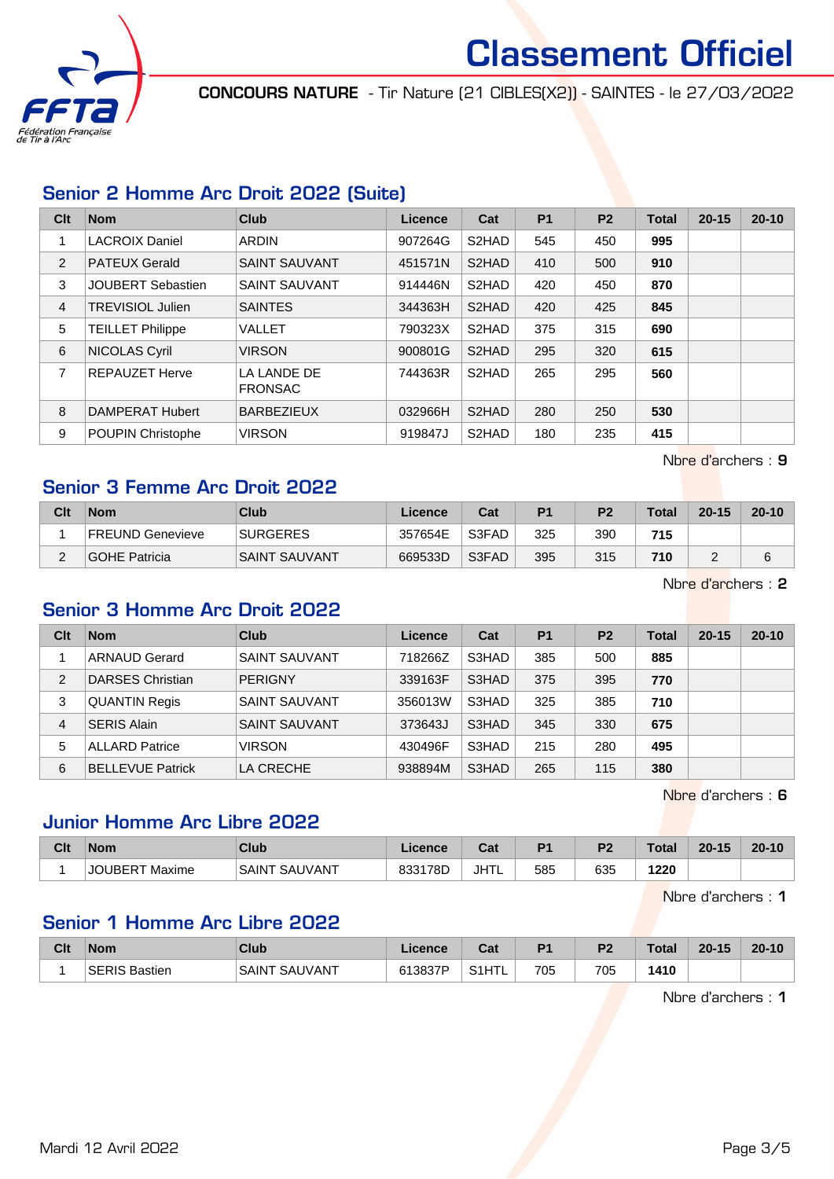# Classement Officiel

**CONCOURS NATURE** - Tir Nature (21 CIBLES(X2)) - SAINTES - le 27/03/2022

## Senior 2 Homme Arc Droit 2022 (Suite)

| Clt | Nom | Club | Licence | Cat | P1 | P2 | Total | 20-15 | 20-10 |
|---|---|---|---|---|---|---|---|---|---|
| 1 | LACROIX Daniel | ARDIN | 907264G | S2HAD | 545 | 450 | **995** | | |
| 2 | PATEUX Gerald | SAINT SAUVANT | 451571N | S2HAD | 410 | 500 | **910** | | |
| 3 | JOUBERT Sebastien | SAINT SAUVANT | 914446N | S2HAD | 420 | 450 | **870** | | |
| 4 | TREVISIOL Julien | SAINTES | 344363H | S2HAD | 420 | 425 | **845** | | |
| 5 | TEILLET Philippe | VALLET | 790323X | S2HAD | 375 | 315 | **690** | | |
| 6 | NICOLAS Cyril | VIRSON | 900801G | S2HAD | 295 | 320 | **615** | | |
| 7 | REPAUZET Herve | LA LANDE DE FRONSAC | 744363R | S2HAD | 265 | 295 | **560** | | |
| 8 | DAMPERAT Hubert | BARBEZIEUX | 032966H | S2HAD | 280 | 250 | **530** | | |
| 9 | POUPIN Christophe | VIRSON | 919847J | S2HAD | 180 | 235 | **415** | | |

Nbre d'archers : **9**

## Senior 3 Femme Arc Droit 2022

| Clt | Nom | Club | Licence | Cat | P1 | P2 | Total | 20-15 | 20-10 |
|---|---|---|---|---|---|---|---|---|---|
| 1 | FREUND Genevieve | SURGERES | 357654E | S3FAD | 325 | 390 | **715** | | |
| 2 | GOHE Patricia | SAINT SAUVANT | 669533D | S3FAD | 395 | 315 | **710** | 2 | 6 |

Nbre d'archers : **2**

## Senior 3 Homme Arc Droit 2022

| Clt | Nom | Club | Licence | Cat | P1 | P2 | Total | 20-15 | 20-10 |
|---|---|---|---|---|---|---|---|---|---|
| 1 | ARNAUD Gerard | SAINT SAUVANT | 718266Z | S3HAD | 385 | 500 | **885** | | |
| 2 | DARSES Christian | PERIGNY | 339163F | S3HAD | 375 | 395 | **770** | | |
| 3 | QUANTIN Regis | SAINT SAUVANT | 356013W | S3HAD | 325 | 385 | **710** | | |
| 4 | SERIS Alain | SAINT SAUVANT | 373643J | S3HAD | 345 | 330 | **675** | | |
| 5 | ALLARD Patrice | VIRSON | 430496F | S3HAD | 215 | 280 | **495** | | |
| 6 | BELLEVUE Patrick | LA CRECHE | 938894M | S3HAD | 265 | 115 | **380** | | |

Nbre d'archers : **6**

## Junior Homme Arc Libre 2022

| Clt | Nom | Club | Licence | Cat | P1 | P2 | Total | 20-15 | 20-10 |
|---|---|---|---|---|---|---|---|---|---|
| 1 | JOUBERT Maxime | SAINT SAUVANT | 833178D | JHTL | 585 | 635 | **1220** | | |

Nbre d'archers : **1**

## Senior 1 Homme Arc Libre 2022

| Clt | Nom | Club | Licence | Cat | P1 | P2 | Total | 20-15 | 20-10 |
|---|---|---|---|---|---|---|---|---|---|
| 1 | SERIS Bastien | SAINT SAUVANT | 613837P | S1HTL | 705 | 705 | **1410** | | |

Nbre d'archers : **1**

Mardi 12 Avril 2022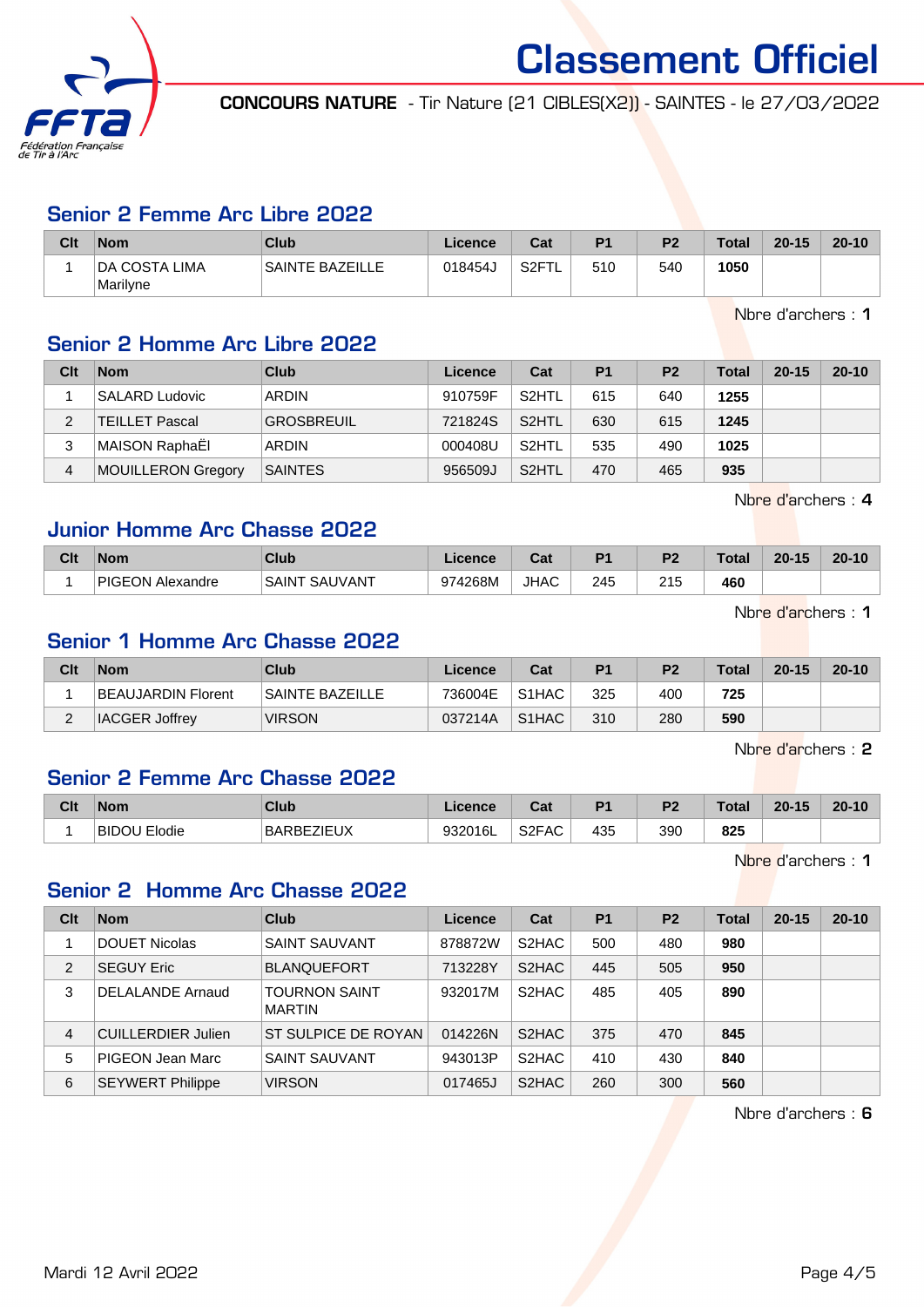# Classement Officiel

**CONCOURS NATURE** - Tir Nature [21 CIBLES(X2)] - SAINTES - le 27/03/2022

## Senior 2 Femme Arc Libre 2022

| Clt | Nom | Club | Licence | Cat | P1 | P2 | Total | 20-15 | 20-10 |
|---|---|---|---|---|---|---|---|---|---|
| 1 | DA COSTA LIMA Marilyne | SAINTE BAZEILLE | 018454J | S2FTL | 510 | 540 | **1050** | | |

Nbre d'archers : **1**

## Senior 2 Homme Arc Libre 2022

| Clt | Nom | Club | Licence | Cat | P1 | P2 | Total | 20-15 | 20-10 |
|---|---|---|---|---|---|---|---|---|---|
| 1 | SALARD Ludovic | ARDIN | 910759F | S2HTL | 615 | 640 | **1255** | | |
| 2 | TEILLET Pascal | GROSBREUIL | 721824S | S2HTL | 630 | 615 | **1245** | | |
| 3 | MAISON RaphaËl | ARDIN | 000408U | S2HTL | 535 | 490 | **1025** | | |
| 4 | MOUILLERON Gregory | SAINTES | 956509J | S2HTL | 470 | 465 | **935** | | |

Nbre d'archers : **4**

## Junior Homme Arc Chasse 2022

| Clt | Nom | Club | Licence | Cat | P1 | P2 | Total | 20-15 | 20-10 |
|---|---|---|---|---|---|---|---|---|---|
| 1 | PIGEON Alexandre | SAINT SAUVANT | 974268M | JHAC | 245 | 215 | **460** | | |

Nbre d'archers : **1**

## Senior 1 Homme Arc Chasse 2022

| Clt | Nom | Club | Licence | Cat | P1 | P2 | Total | 20-15 | 20-10 |
|---|---|---|---|---|---|---|---|---|---|
| 1 | BEAUJARDIN Florent | SAINTE BAZEILLE | 736004E | S1HAC | 325 | 400 | **725** | | |
| 2 | IACGER Joffrey | VIRSON | 037214A | S1HAC | 310 | 280 | **590** | | |

Nbre d'archers : **2**

## Senior 2 Femme Arc Chasse 2022

| Clt | Nom | Club | Licence | Cat | P1 | P2 | Total | 20-15 | 20-10 |
|---|---|---|---|---|---|---|---|---|---|
| 1 | BIDOU Elodie | BARBEZIEUX | 932016L | S2FAC | 435 | 390 | **825** | | |

Nbre d'archers : **1**

## Senior 2 Homme Arc Chasse 2022

| Clt | Nom | Club | Licence | Cat | P1 | P2 | Total | 20-15 | 20-10 |
|---|---|---|---|---|---|---|---|---|---|
| 1 | DOUET Nicolas | SAINT SAUVANT | 878872W | S2HAC | 500 | 480 | **980** | | |
| 2 | SEGUY Eric | BLANQUEFORT | 713228Y | S2HAC | 445 | 505 | **950** | | |
| 3 | DELALANDE Arnaud | TOURNON SAINT MARTIN | 932017M | S2HAC | 485 | 405 | **890** | | |
| 4 | CUILLERDIER Julien | ST SULPICE DE ROYAN | 014226N | S2HAC | 375 | 470 | **845** | | |
| 5 | PIGEON Jean Marc | SAINT SAUVANT | 943013P | S2HAC | 410 | 430 | **840** | | |
| 6 | SEYWERT Philippe | VIRSON | 017465J | S2HAC | 260 | 300 | **560** | | |

Nbre d'archers : **6**

Mardi 12 Avril 2022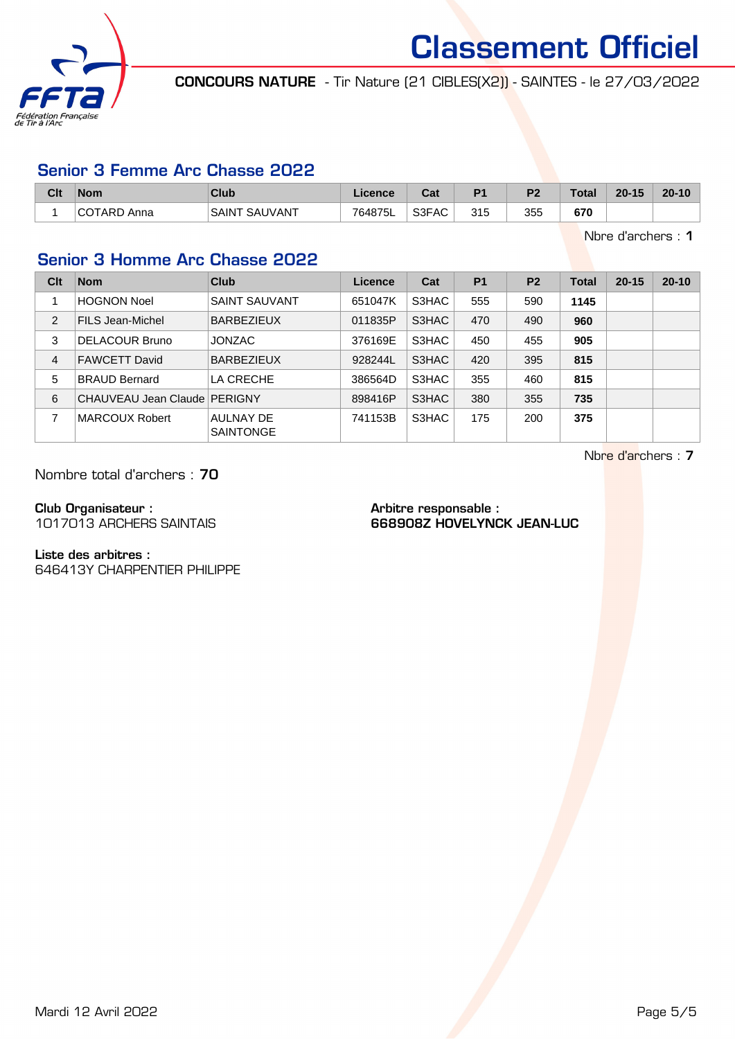# Classement Officiel

**CONCOURS NATURE** - Tir Nature (21 CIBLES(X2)) - SAINTES - le 27/03/2022

## Senior 3 Femme Arc Chasse 2022

| Clt | Nom | Club | Licence | Cat | P1 | P2 | Total | 20-15 | 20-10 |
|---|---|---|---|---|---|---|---|---|---|
| 1 | COTARD Anna | SAINT SAUVANT | 764875L | S3FAC | 315 | 355 | **670** | | |

Nbre d'archers : **1**

## Senior 3 Homme Arc Chasse 2022

| Clt | Nom | Club | Licence | Cat | P1 | P2 | Total | 20-15 | 20-10 |
|---|---|---|---|---|---|---|---|---|---|
| 1 | HOGNON Noel | SAINT SAUVANT | 651047K | S3HAC | 555 | 590 | **1145** | | |
| 2 | FILS Jean-Michel | BARBEZIEUX | 011835P | S3HAC | 470 | 490 | **960** | | |
| 3 | DELACOUR Bruno | JONZAC | 376169E | S3HAC | 450 | 455 | **905** | | |
| 4 | FAWCETT David | BARBEZIEUX | 928244L | S3HAC | 420 | 395 | **815** | | |
| 5 | BRAUD Bernard | LA CRECHE | 386564D | S3HAC | 355 | 460 | **815** | | |
| 6 | CHAUVEAU Jean Claude | PERIGNY | 898416P | S3HAC | 380 | 355 | **735** | | |
| 7 | MARCOUX Robert | AULNAY DE SAINTONGE | 741153B | S3HAC | 175 | 200 | **375** | | |

Nbre d'archers : **7**

Nombre total d'archers : **70**

**Club Organisateur :**
1017013 ARCHERS SAINTAIS

**Arbitre responsable :**
**668908Z HOVELYNCK JEAN-LUC**

**Liste des arbitres :**
646413Y CHARPENTIER PHILIPPE

Mardi 12 Avril 2022